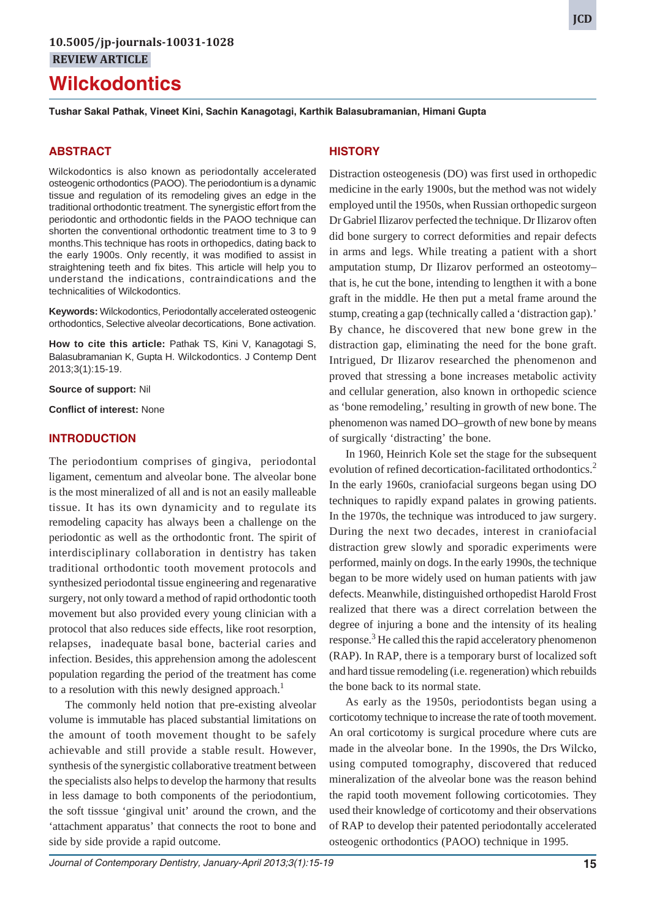10.5005/jp-journals-10031-1028

**REVIEW ARTICLE**

# Wilckodontics

**Tushar Sakal Pathak, Vineet Kini, Sachin Kanagotagi, Karthik Balasubramanian, Himani Gupta**

## ABSTRACT

Wilckodontics is also known as periodontally accelerated osteogenic orthodontics (PAOO). The periodontium is a dynamic tissue and regulation of its remodeling gives an edge in the traditional orthodontic treatment. The synergistic effort from the periodontic and orthodontic fields in the PAOO technique can shorten the conventional orthodontic treatment time to 3 to 9 months. This technique has roots in orthopedics, dating back to the early 1900s. Only recently, it was modified to assist in straightening teeth and fix bites. This article will help you to understand the indications, contraindications and the technicalities of Wilckodontics.

**Keywords:** Wilckodontics, Periodontally accelerated osteogenic orthodontics, Selective alveolar decortications, Bone activation.

**How to cite this article:** Pathak TS, Kini V, Kanagotagi S, Balasubramanian K, Gupta H. Wilckodontics. J Contemp Dent 2013;3(1):15-19.

**Source of support:** Nil

**Conflict of interest:** None

## INTRODUCTION

The periodontium comprises of gingiva, periodontal ligament, cementum and alveolar bone. The alveolar bone is the most mineralized of all and is not an easily malleable tissue. It has its own dynamicity and to regulate its remodeling capacity has always been a challenge on the periodontic as well as the orthodontic front. The spirit of interdisciplinary collaboration in dentistry has taken traditional orthodontic tooth movement protocols and synthesized periodontal tissue engineering and regenarative surgery, not only toward a method of rapid orthodontic tooth movement but also provided every young clinician with a protocol that also reduces side effects, like root resorption, relapses, inadequate basal bone, bacterial caries and infection. Besides, this apprehension among the adolescent population regarding the period of the treatment has come to a resolution with this newly designed approach.[1]

The commonly held notion that pre-existing alveolar volume is immutable has placed substantial limitations on the amount of tooth movement thought to be safely achievable and still provide a stable result. However, synthesis of the synergistic collaborative treatment between the specialists also helps to develop the harmony that results in less damage to both components of the periodontium, the soft tisssue 'gingival unit' around the crown, and the 'attachment apparatus' that connects the root to bone and side by side provide a rapid outcome.

## HISTORY

Distraction osteogenesis (DO) was first used in orthopedic medicine in the early 1900s, but the method was not widely employed until the 1950s, when Russian orthopedic surgeon Dr Gabriel Ilizarov perfected the technique. Dr Ilizarov often did bone surgery to correct deformities and repair defects in arms and legs. While treating a patient with a short amputation stump, Dr Ilizarov performed an osteotomy– that is, he cut the bone, intending to lengthen it with a bone graft in the middle. He then put a metal frame around the stump, creating a gap (technically called a 'distraction gap).' By chance, he discovered that new bone grew in the distraction gap, eliminating the need for the bone graft. Intrigued, Dr Ilizarov researched the phenomenon and proved that stressing a bone increases metabolic activity and cellular generation, also known in orthopedic science as 'bone remodeling,' resulting in growth of new bone. The phenomenon was named DO–growth of new bone by means of surgically 'distracting' the bone.

In 1960, Heinrich Kole set the stage for the subsequent evolution of refined decortication-facilitated orthodontics.[2] In the early 1960s, craniofacial surgeons began using DO techniques to rapidly expand palates in growing patients. In the 1970s, the technique was introduced to jaw surgery. During the next two decades, interest in craniofacial distraction grew slowly and sporadic experiments were performed, mainly on dogs. In the early 1990s, the technique began to be more widely used on human patients with jaw defects. Meanwhile, distinguished orthopedist Harold Frost realized that there was a direct correlation between the degree of injuring a bone and the intensity of its healing response.[3] He called this the rapid acceleratory phenomenon (RAP). In RAP, there is a temporary burst of localized soft and hard tissue remodeling (i.e. regeneration) which rebuilds the bone back to its normal state.

As early as the 1950s, periodontists began using a corticotomy technique to increase the rate of tooth movement. An oral corticotomy is surgical procedure where cuts are made in the alveolar bone. In the 1990s, the Drs Wilcko, using computed tomography, discovered that reduced mineralization of the alveolar bone was the reason behind the rapid tooth movement following corticotomies. They used their knowledge of corticotomy and their observations of RAP to develop their patented periodontally accelerated osteogenic orthodontics (PAOO) technique in 1995.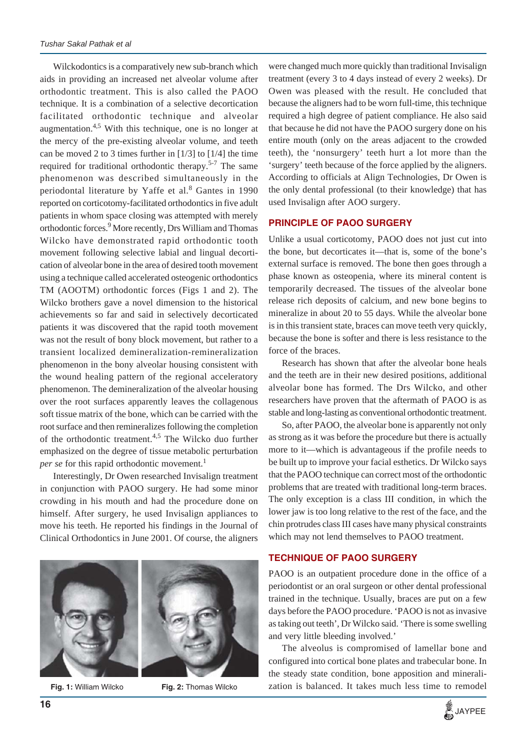Wilckodontics is a comparatively new sub-branch which aids in providing an increased net alveolar volume after orthodontic treatment. This is also called the PAOO technique. It is a combination of a selective decortication facilitated orthodontic technique and alveolar augmentation.[4,5] With this technique, one is no longer at the mercy of the pre-existing alveolar volume, and teeth can be moved 2 to 3 times further in [1/3] to [1/4] the time required for traditional orthodontic therapy.[5-7] The same phenomenon was described simultaneously in the periodontal literature by Yaffe et al.[8] Gantes in 1990 reported on corticotomy-facilitated orthodontics in five adult patients in whom space closing was attempted with merely orthodontic forces.[9] More recently, Drs William and Thomas Wilcko have demonstrated rapid orthodontic tooth movement following selective labial and lingual decortication of alveolar bone in the area of desired tooth movement using a technique called accelerated osteogenic orthodontics TM (AOOTM) orthodontic forces (Figs 1 and 2). The Wilcko brothers gave a novel dimension to the historical achievements so far and said in selectively decorticated patients it was discovered that the rapid tooth movement was not the result of bony block movement, but rather to a transient localized demineralization-remineralization phenomenon in the bony alveolar housing consistent with the wound healing pattern of the regional acceleratory phenomenon. The demineralization of the alveolar housing over the root surfaces apparently leaves the collagenous soft tissue matrix of the bone, which can be carried with the root surface and then remineralizes following the completion of the orthodontic treatment.[4,5] The Wilcko duo further emphasized on the degree of tissue metabolic perturbation *per se* for this rapid orthodontic movement.[1]

Interestingly, Dr Owen researched Invisalign treatment in conjunction with PAOO surgery. He had some minor crowding in his mouth and had the procedure done on himself. After surgery, he used Invisalign appliances to move his teeth. He reported his findings in the Journal of Clinical Orthodontics in June 2001. Of course, the aligners were changed much more quickly than traditional Invisalign treatment (every 3 to 4 days instead of every 2 weeks). Dr Owen was pleased with the result. He concluded that because the aligners had to be worn full-time, this technique required a high degree of patient compliance. He also said that because he did not have the PAOO surgery done on his entire mouth (only on the areas adjacent to the crowded teeth), the 'nonsurgery' teeth hurt a lot more than the 'surgery' teeth because of the force applied by the aligners. According to officials at Align Technologies, Dr Owen is the only dental professional (to their knowledge) that has used Invisalign after AOO surgery.

**Fig. 1:** William Wilcko

**Fig. 2:** Thomas Wilcko

## PRINCIPLE OF PAOO SURGERY

Unlike a usual corticotomy, PAOO does not just cut into the bone, but decorticates it—that is, some of the bone's external surface is removed. The bone then goes through a phase known as osteopenia, where its mineral content is temporarily decreased. The tissues of the alveolar bone release rich deposits of calcium, and new bone begins to mineralize in about 20 to 55 days. While the alveolar bone is in this transient state, braces can move teeth very quickly, because the bone is softer and there is less resistance to the force of the braces.

Research has shown that after the alveolar bone heals and the teeth are in their new desired positions, additional alveolar bone has formed. The Drs Wilcko, and other researchers have proven that the aftermath of PAOO is as stable and long-lasting as conventional orthodontic treatment.

So, after PAOO, the alveolar bone is apparently not only as strong as it was before the procedure but there is actually more to it—which is advantageous if the profile needs to be built up to improve your facial esthetics. Dr Wilcko says that the PAOO technique can correct most of the orthodontic problems that are treated with traditional long-term braces. The only exception is a class III condition, in which the lower jaw is too long relative to the rest of the face, and the chin protrudes class III cases have many physical constraints which may not lend themselves to PAOO treatment.

## TECHNIQUE OF PAOO SURGERY

PAOO is an outpatient procedure done in the office of a periodontist or an oral surgeon or other dental professional trained in the technique. Usually, braces are put on a few days before the PAOO procedure. 'PAOO is not as invasive as taking out teeth', Dr Wilcko said. 'There is some swelling and very little bleeding involved.'

The alveolus is compromised of lamellar bone and configured into cortical bone plates and trabecular bone. In the steady state condition, bone apposition and mineralization is balanced. It takes much less time to remodel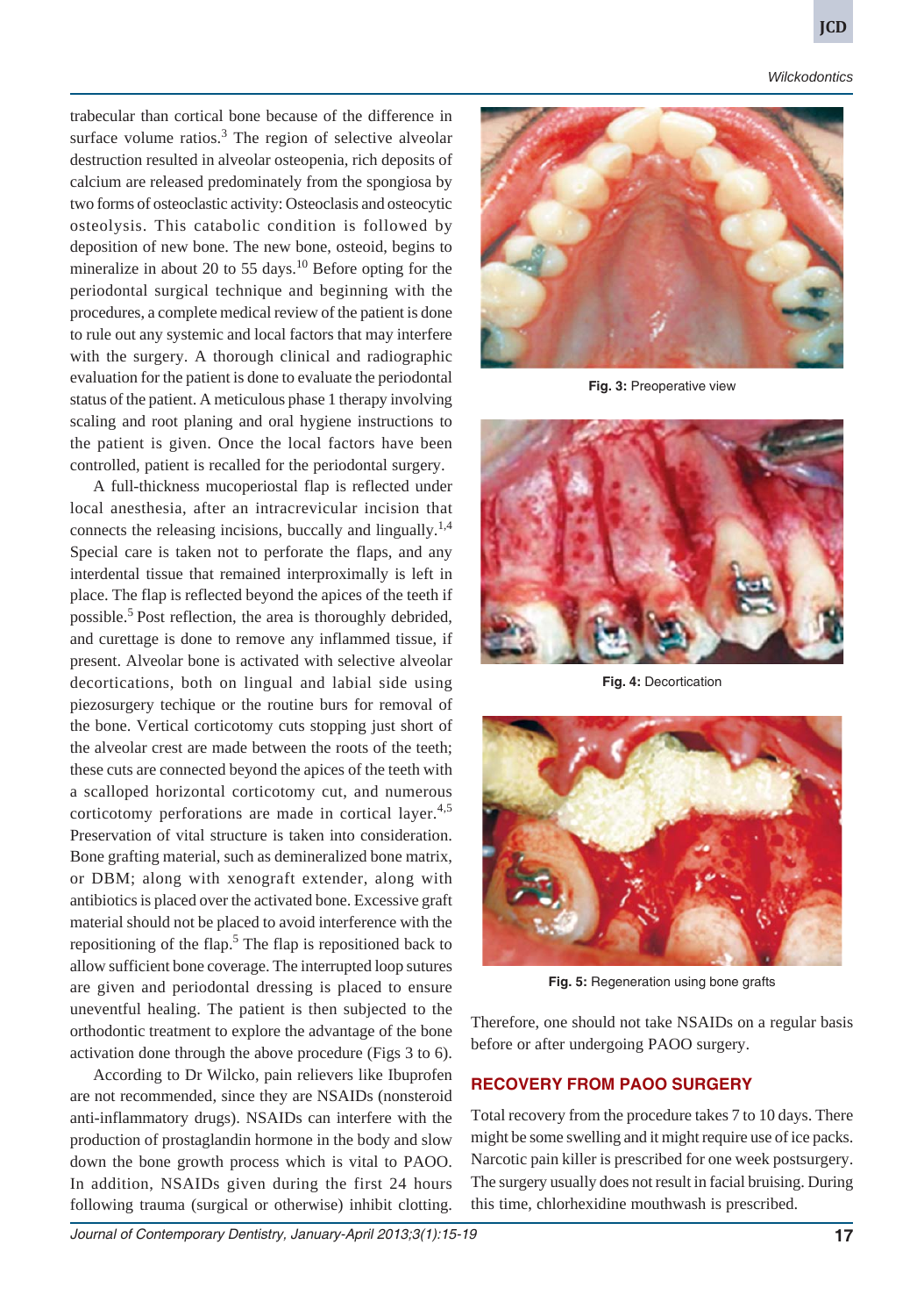trabecular than cortical bone because of the difference in surface volume ratios.[3] The region of selective alveolar destruction resulted in alveolar osteopenia, rich deposits of calcium are released predominately from the spongiosa by two forms of osteoclastic activity: Osteoclasis and osteocytic osteolysis. This catabolic condition is followed by deposition of new bone. The new bone, osteoid, begins to mineralize in about 20 to 55 days.[10] Before opting for the periodontal surgical technique and beginning with the procedures, a complete medical review of the patient is done to rule out any systemic and local factors that may interfere with the surgery. A thorough clinical and radiographic evaluation for the patient is done to evaluate the periodontal status of the patient. A meticulous phase 1 therapy involving scaling and root planing and oral hygiene instructions to the patient is given. Once the local factors have been controlled, patient is recalled for the periodontal surgery.

A full-thickness mucoperiostal flap is reflected under local anesthesia, after an intracrevicular incision that connects the releasing incisions, buccally and lingually.[1,4] Special care is taken not to perforate the flaps, and any interdental tissue that remained interproximally is left in place. The flap is reflected beyond the apices of the teeth if possible.[5] Post reflection, the area is thoroughly debrided, and curettage is done to remove any inflammed tissue, if present. Alveolar bone is activated with selective alveolar decortications, both on lingual and labial side using piezosurgery techique or the routine burs for removal of the bone. Vertical corticotomy cuts stopping just short of the alveolar crest are made between the roots of the teeth; these cuts are connected beyond the apices of the teeth with a scalloped horizontal corticotomy cut, and numerous corticotomy perforations are made in cortical layer.[4,5] Preservation of vital structure is taken into consideration. Bone grafting material, such as demineralized bone matrix, or DBM; along with xenograft extender, along with antibiotics is placed over the activated bone. Excessive graft material should not be placed to avoid interference with the repositioning of the flap.[5] The flap is repositioned back to allow sufficient bone coverage. The interrupted loop sutures are given and periodontal dressing is placed to ensure uneventful healing. The patient is then subjected to the orthodontic treatment to explore the advantage of the bone activation done through the above procedure (Figs 3 to 6).

According to Dr Wilcko, pain relievers like Ibuprofen are not recommended, since they are NSAIDs (nonsteroid anti-inflammatory drugs). NSAIDs can interfere with the production of prostaglandin hormone in the body and slow down the bone growth process which is vital to PAOO. In addition, NSAIDs given during the first 24 hours following trauma (surgical or otherwise) inhibit clotting. Therefore, one should not take NSAIDs on a regular basis before or after undergoing PAOO surgery.

**Fig. 3:** Preoperative view

**Fig. 4:** Decortication

**Fig. 5:** Regeneration using bone grafts

## RECOVERY FROM PAOO SURGERY

Total recovery from the procedure takes 7 to 10 days. There might be some swelling and it might require use of ice packs. Narcotic pain killer is prescribed for one week postsurgery. The surgery usually does not result in facial bruising. During this time, chlorhexidine mouthwash is prescribed.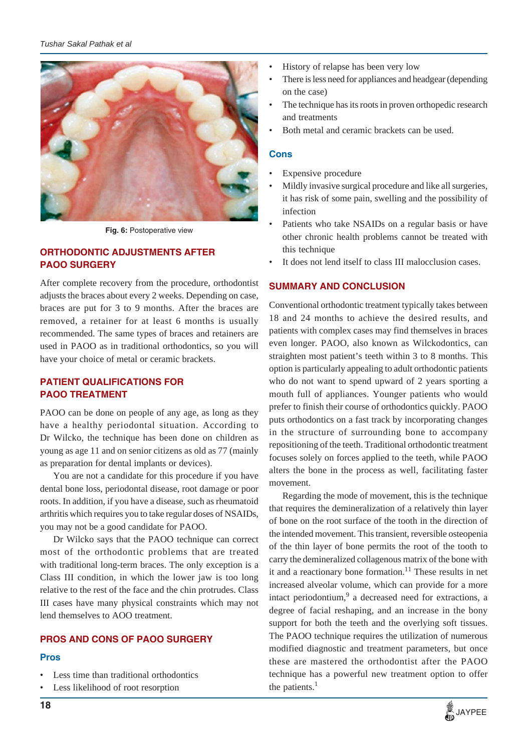Fig. 6: Postoperative view

## ORTHODONTIC ADJUSTMENTS AFTER PAOO SURGERY

After complete recovery from the procedure, orthodontist adjusts the braces about every 2 weeks. Depending on case, braces are put for 3 to 9 months. After the braces are removed, a retainer for at least 6 months is usually recommended. The same types of braces and retainers are used in PAOO as in traditional orthodontics, so you will have your choice of metal or ceramic brackets.

## PATIENT QUALIFICATIONS FOR PAOO TREATMENT

PAOO can be done on people of any age, as long as they have a healthy periodontal situation. According to Dr Wilcko, the technique has been done on children as young as age 11 and on senior citizens as old as 77 (mainly as preparation for dental implants or devices).

You are not a candidate for this procedure if you have dental bone loss, periodontal disease, root damage or poor roots. In addition, if you have a disease, such as rheumatoid arthritis which requires you to take regular doses of NSAIDs, you may not be a good candidate for PAOO.

Dr Wilcko says that the PAOO technique can correct most of the orthodontic problems that are treated with traditional long-term braces. The only exception is a Class III condition, in which the lower jaw is too long relative to the rest of the face and the chin protrudes. Class III cases have many physical constraints which may not lend themselves to AOO treatment.

## PROS AND CONS OF PAOO SURGERY

### Pros

- Less time than traditional orthodontics
- Less likelihood of root resorption
- History of relapse has been very low
- There is less need for appliances and headgear (depending on the case)
- The technique has its roots in proven orthopedic research and treatments
- Both metal and ceramic brackets can be used.

### Cons

- Expensive procedure
- Mildly invasive surgical procedure and like all surgeries, it has risk of some pain, swelling and the possibility of infection
- Patients who take NSAIDs on a regular basis or have other chronic health problems cannot be treated with this technique
- It does not lend itself to class III malocclusion cases.

## SUMMARY AND CONCLUSION

Conventional orthodontic treatment typically takes between 18 and 24 months to achieve the desired results, and patients with complex cases may find themselves in braces even longer. PAOO, also known as Wilckodontics, can straighten most patient's teeth within 3 to 8 months. This option is particularly appealing to adult orthodontic patients who do not want to spend upward of 2 years sporting a mouth full of appliances. Younger patients who would prefer to finish their course of orthodontics quickly. PAOO puts orthodontics on a fast track by incorporating changes in the structure of surrounding bone to accompany repositioning of the teeth. Traditional orthodontic treatment focuses solely on forces applied to the teeth, while PAOO alters the bone in the process as well, facilitating faster movement.

Regarding the mode of movement, this is the technique that requires the demineralization of a relatively thin layer of bone on the root surface of the tooth in the direction of the intended movement. This transient, reversible osteopenia of the thin layer of bone permits the root of the tooth to carry the demineralized collagenous matrix of the bone with it and a reactionary bone formation.[11] These results in net increased alveolar volume, which can provide for a more intact periodontium,[9] a decreased need for extractions, a degree of facial reshaping, and an increase in the bony support for both the teeth and the overlying soft tissues. The PAOO technique requires the utilization of numerous modified diagnostic and treatment parameters, but once these are mastered the orthodontist after the PAOO technique has a powerful new treatment option to offer the patients.[1]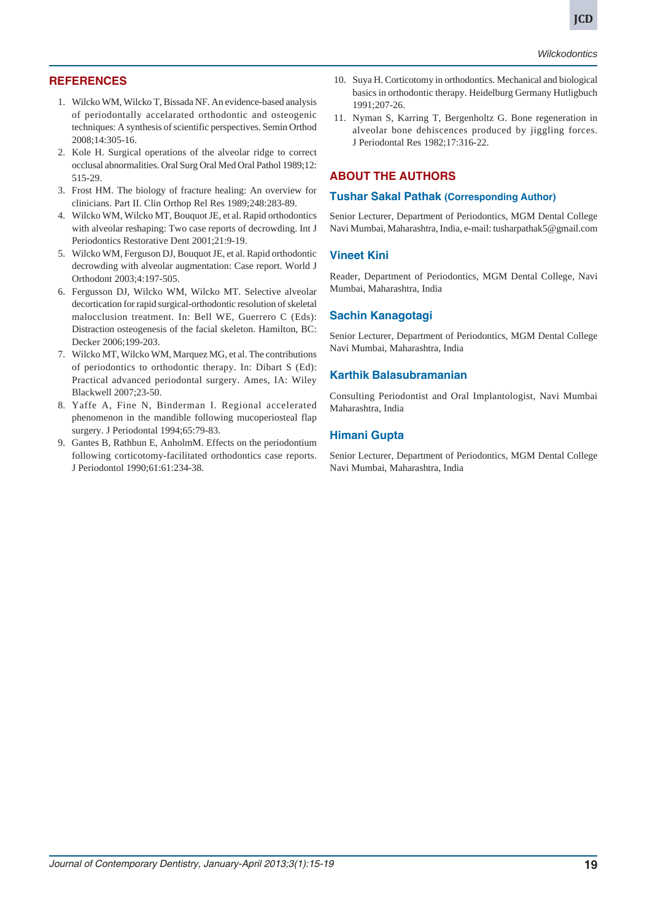## REFERENCES

1. Wilcko WM, Wilcko T, Bissada NF. An evidence-based analysis of periodontally accelarated orthodontic and osteogenic techniques: A synthesis of scientific perspectives. Semin Orthod 2008;14:305-16.
2. Kole H. Surgical operations of the alveolar ridge to correct occlusal abnormalities. Oral Surg Oral Med Oral Pathol 1989;12: 515-29.
3. Frost HM. The biology of fracture healing: An overview for clinicians. Part II. Clin Orthop Rel Res 1989;248:283-89.
4. Wilcko WM, Wilcko MT, Bouquot JE, et al. Rapid orthodontics with alveolar reshaping: Two case reports of decrowding. Int J Periodontics Restorative Dent 2001;21:9-19.
5. Wilcko WM, Ferguson DJ, Bouquot JE, et al. Rapid orthodontic decrowding with alveolar augmentation: Case report. World J Orthodont 2003;4:197-505.
6. Fergusson DJ, Wilcko WM, Wilcko MT. Selective alveolar decortication for rapid surgical-orthodontic resolution of skeletal malocclusion treatment. In: Bell WE, Guerrero C (Eds): Distraction osteogenesis of the facial skeleton. Hamilton, BC: Decker 2006;199-203.
7. Wilcko MT, Wilcko WM, Marquez MG, et al. The contributions of periodontics to orthodontic therapy. In: Dibart S (Ed): Practical advanced periodontal surgery. Ames, IA: Wiley Blackwell 2007;23-50.
8. Yaffe A, Fine N, Binderman I. Regional accelerated phenomenon in the mandible following mucoperiosteal flap surgery. J Periodontal 1994;65:79-83.
9. Gantes B, Rathbun E, AnholmM. Effects on the periodontium following corticotomy-facilitated orthodontics case reports. J Periodontol 1990;61:61:234-38.
10. Suya H. Corticotomy in orthodontics. Mechanical and biological basics in orthodontic therapy. Heidelburg Germany Hutligbuch 1991;207-26.
11. Nyman S, Karring T, Bergenholtz G. Bone regeneration in alveolar bone dehiscences produced by jiggling forces. J Periodontal Res 1982;17:316-22.

## ABOUT THE AUTHORS

### Tushar Sakal Pathak (Corresponding Author)

Senior Lecturer, Department of Periodontics, MGM Dental College Navi Mumbai, Maharashtra, India, e-mail: tusharpathak5@gmail.com

### Vineet Kini

Reader, Department of Periodontics, MGM Dental College, Navi Mumbai, Maharashtra, India

### Sachin Kanagotagi

Senior Lecturer, Department of Periodontics, MGM Dental College Navi Mumbai, Maharashtra, India

### Karthik Balasubramanian

Consulting Periodontist and Oral Implantologist, Navi Mumbai Maharashtra, India

### Himani Gupta

Senior Lecturer, Department of Periodontics, MGM Dental College Navi Mumbai, Maharashtra, India